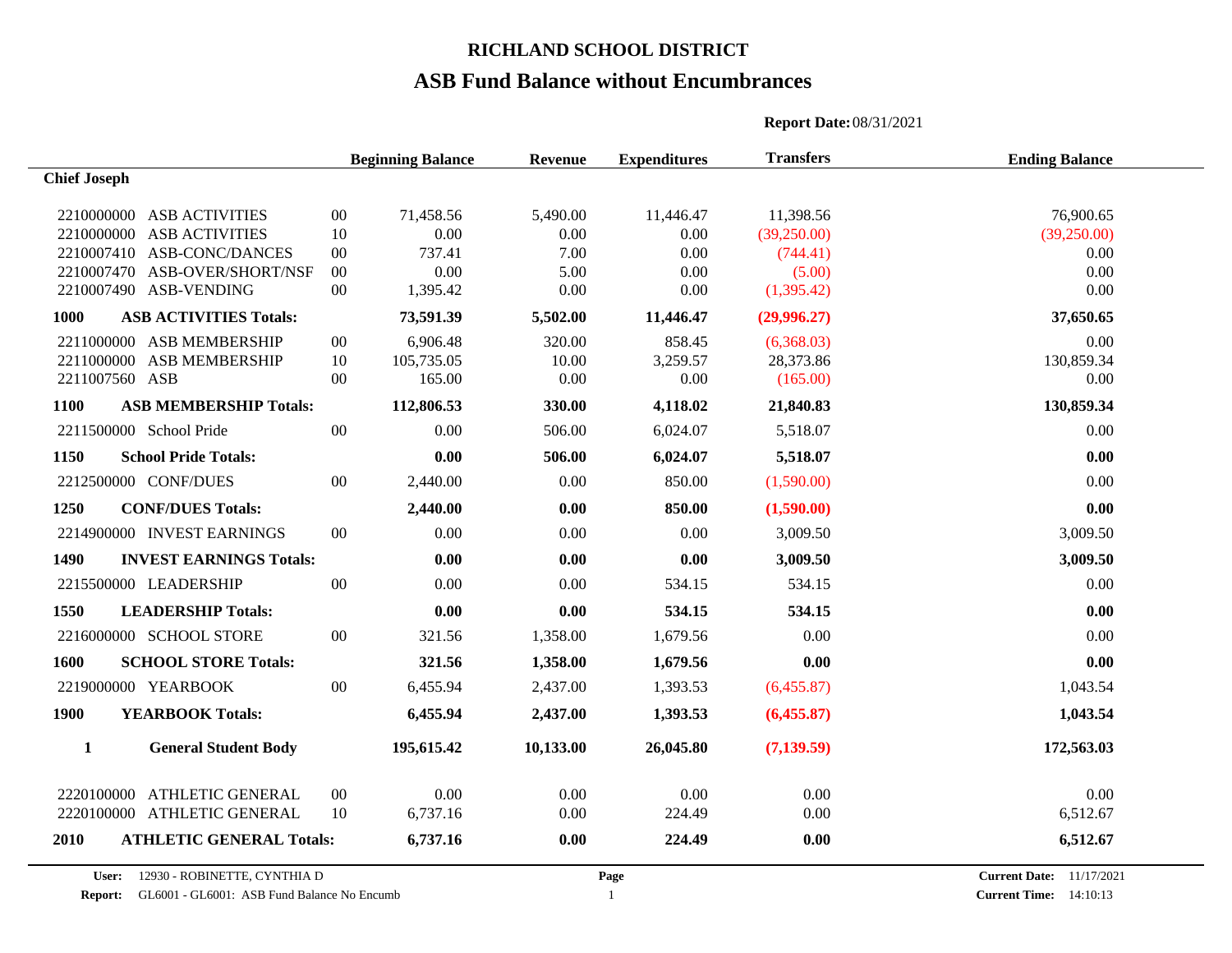# RICHLAND SCHOOL DISTRICT

## ASB Fund Balance without Encumbrances

**Report Date:** 08/31/2021

| | | | Beginning Balance | Revenue | Expenditures | Transfers | Ending Balance |
|---|---|---|---|---|---|---|---|
| **Chief Joseph** | | | | | | | |
| 2210000000 | ASB ACTIVITIES | 00 | 71,458.56 | 5,490.00 | 11,446.47 | 11,398.56 | 76,900.65 |
| 2210000000 | ASB ACTIVITIES | 10 | 0.00 | 0.00 | 0.00 | (39,250.00) | (39,250.00) |
| 2210007410 | ASB-CONC/DANCES | 00 | 737.41 | 7.00 | 0.00 | (744.41) | 0.00 |
| 2210007470 | ASB-OVER/SHORT/NSF | 00 | 0.00 | 5.00 | 0.00 | (5.00) | 0.00 |
| 2210007490 | ASB-VENDING | 00 | 1,395.42 | 0.00 | 0.00 | (1,395.42) | 0.00 |
| **1000** | **ASB ACTIVITIES Totals:** | | **73,591.39** | **5,502.00** | **11,446.47** | **(29,996.27)** | **37,650.65** |
| 2211000000 | ASB MEMBERSHIP | 00 | 6,906.48 | 320.00 | 858.45 | (6,368.03) | 0.00 |
| 2211000000 | ASB MEMBERSHIP | 10 | 105,735.05 | 10.00 | 3,259.57 | 28,373.86 | 130,859.34 |
| 2211007560 | ASB | 00 | 165.00 | 0.00 | 0.00 | (165.00) | 0.00 |
| **1100** | **ASB MEMBERSHIP Totals:** | | **112,806.53** | **330.00** | **4,118.02** | **21,840.83** | **130,859.34** |
| 2211500000 | School Pride | 00 | 0.00 | 506.00 | 6,024.07 | 5,518.07 | 0.00 |
| **1150** | **School Pride Totals:** | | **0.00** | **506.00** | **6,024.07** | **5,518.07** | **0.00** |
| 2212500000 | CONF/DUES | 00 | 2,440.00 | 0.00 | 850.00 | (1,590.00) | 0.00 |
| **1250** | **CONF/DUES Totals:** | | **2,440.00** | **0.00** | **850.00** | **(1,590.00)** | **0.00** |
| 2214900000 | INVEST EARNINGS | 00 | 0.00 | 0.00 | 0.00 | 3,009.50 | 3,009.50 |
| **1490** | **INVEST EARNINGS Totals:** | | **0.00** | **0.00** | **0.00** | **3,009.50** | **3,009.50** |
| 2215500000 | LEADERSHIP | 00 | 0.00 | 0.00 | 534.15 | 534.15 | 0.00 |
| **1550** | **LEADERSHIP Totals:** | | **0.00** | **0.00** | **534.15** | **534.15** | **0.00** |
| 2216000000 | SCHOOL STORE | 00 | 321.56 | 1,358.00 | 1,679.56 | 0.00 | 0.00 |
| **1600** | **SCHOOL STORE Totals:** | | **321.56** | **1,358.00** | **1,679.56** | **0.00** | **0.00** |
| 2219000000 | YEARBOOK | 00 | 6,455.94 | 2,437.00 | 1,393.53 | (6,455.87) | 1,043.54 |
| **1900** | **YEARBOOK Totals:** | | **6,455.94** | **2,437.00** | **1,393.53** | **(6,455.87)** | **1,043.54** |
| **1** | **General Student Body** | | **195,615.42** | **10,133.00** | **26,045.80** | **(7,139.59)** | **172,563.03** |
| 2220100000 | ATHLETIC GENERAL | 00 | 0.00 | 0.00 | 0.00 | 0.00 | 0.00 |
| 2220100000 | ATHLETIC GENERAL | 10 | 6,737.16 | 0.00 | 224.49 | 0.00 | 6,512.67 |
| **2010** | **ATHLETIC GENERAL Totals:** | | **6,737.16** | **0.00** | **224.49** | **0.00** | **6,512.67** |

**User:** 12930 - ROBINETTE, CYNTHIA D
**Report:** GL6001 - GL6001: ASB Fund Balance No Encumb
**Current Date:** 11/17/2021
**Current Time:** 14:10:13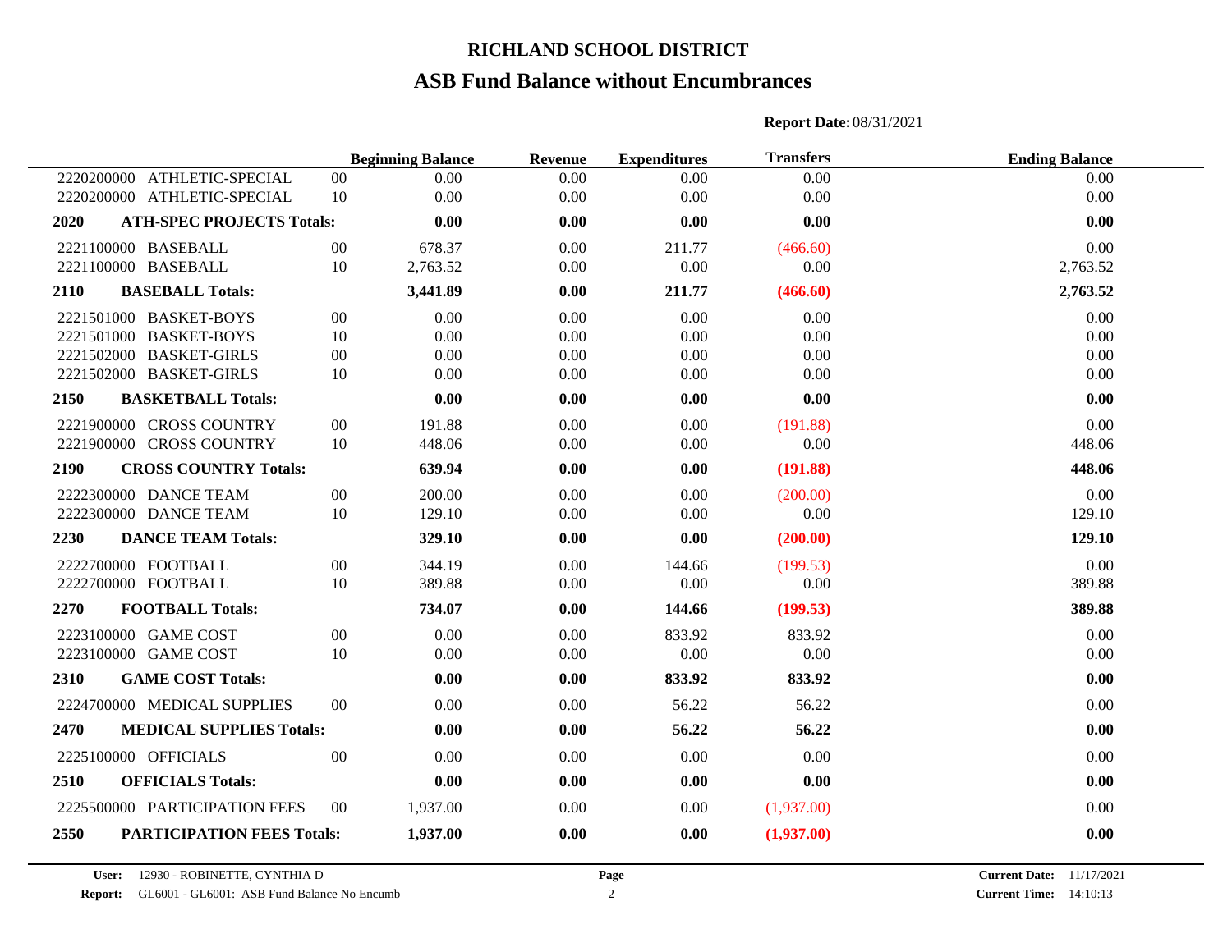# RICHLAND SCHOOL DISTRICT

## ASB Fund Balance without Encumbrances

**Report Date:** 08/31/2021

| Account | Description | Sub | Beginning Balance | Revenue | Expenditures | Transfers | Ending Balance |
|---|---|---|---|---|---|---|---|
| 2220200000 | ATHLETIC-SPECIAL | 00 | 0.00 | 0.00 | 0.00 | 0.00 | 0.00 |
| 2220200000 | ATHLETIC-SPECIAL | 10 | 0.00 | 0.00 | 0.00 | 0.00 | 0.00 |
| **2020** | **ATH-SPEC PROJECTS Totals:** | | **0.00** | **0.00** | **0.00** | **0.00** | **0.00** |
| 2221100000 | BASEBALL | 00 | 678.37 | 0.00 | 211.77 | (466.60) | 0.00 |
| 2221100000 | BASEBALL | 10 | 2,763.52 | 0.00 | 0.00 | 0.00 | 2,763.52 |
| **2110** | **BASEBALL Totals:** | | **3,441.89** | **0.00** | **211.77** | **(466.60)** | **2,763.52** |
| 2221501000 | BASKET-BOYS | 00 | 0.00 | 0.00 | 0.00 | 0.00 | 0.00 |
| 2221501000 | BASKET-BOYS | 10 | 0.00 | 0.00 | 0.00 | 0.00 | 0.00 |
| 2221502000 | BASKET-GIRLS | 00 | 0.00 | 0.00 | 0.00 | 0.00 | 0.00 |
| 2221502000 | BASKET-GIRLS | 10 | 0.00 | 0.00 | 0.00 | 0.00 | 0.00 |
| **2150** | **BASKETBALL Totals:** | | **0.00** | **0.00** | **0.00** | **0.00** | **0.00** |
| 2221900000 | CROSS COUNTRY | 00 | 191.88 | 0.00 | 0.00 | (191.88) | 0.00 |
| 2221900000 | CROSS COUNTRY | 10 | 448.06 | 0.00 | 0.00 | 0.00 | 448.06 |
| **2190** | **CROSS COUNTRY Totals:** | | **639.94** | **0.00** | **0.00** | **(191.88)** | **448.06** |
| 2222300000 | DANCE TEAM | 00 | 200.00 | 0.00 | 0.00 | (200.00) | 0.00 |
| 2222300000 | DANCE TEAM | 10 | 129.10 | 0.00 | 0.00 | 0.00 | 129.10 |
| **2230** | **DANCE TEAM Totals:** | | **329.10** | **0.00** | **0.00** | **(200.00)** | **129.10** |
| 2222700000 | FOOTBALL | 00 | 344.19 | 0.00 | 144.66 | (199.53) | 0.00 |
| 2222700000 | FOOTBALL | 10 | 389.88 | 0.00 | 0.00 | 0.00 | 389.88 |
| **2270** | **FOOTBALL Totals:** | | **734.07** | **0.00** | **144.66** | **(199.53)** | **389.88** |
| 2223100000 | GAME COST | 00 | 0.00 | 0.00 | 833.92 | 833.92 | 0.00 |
| 2223100000 | GAME COST | 10 | 0.00 | 0.00 | 0.00 | 0.00 | 0.00 |
| **2310** | **GAME COST Totals:** | | **0.00** | **0.00** | **833.92** | **833.92** | **0.00** |
| 2224700000 | MEDICAL SUPPLIES | 00 | 0.00 | 0.00 | 56.22 | 56.22 | 0.00 |
| **2470** | **MEDICAL SUPPLIES Totals:** | | **0.00** | **0.00** | **56.22** | **56.22** | **0.00** |
| 2225100000 | OFFICIALS | 00 | 0.00 | 0.00 | 0.00 | 0.00 | 0.00 |
| **2510** | **OFFICIALS Totals:** | | **0.00** | **0.00** | **0.00** | **0.00** | **0.00** |
| 2225500000 | PARTICIPATION FEES | 00 | 1,937.00 | 0.00 | 0.00 | (1,937.00) | 0.00 |
| **2550** | **PARTICIPATION FEES Totals:** | | **1,937.00** | **0.00** | **0.00** | **(1,937.00)** | **0.00** |

**User:** 12930 - ROBINETTE, CYNTHIA D
**Report:** GL6001 - GL6001: ASB Fund Balance No Encumb
**Current Date:** 11/17/2021
**Current Time:** 14:10:13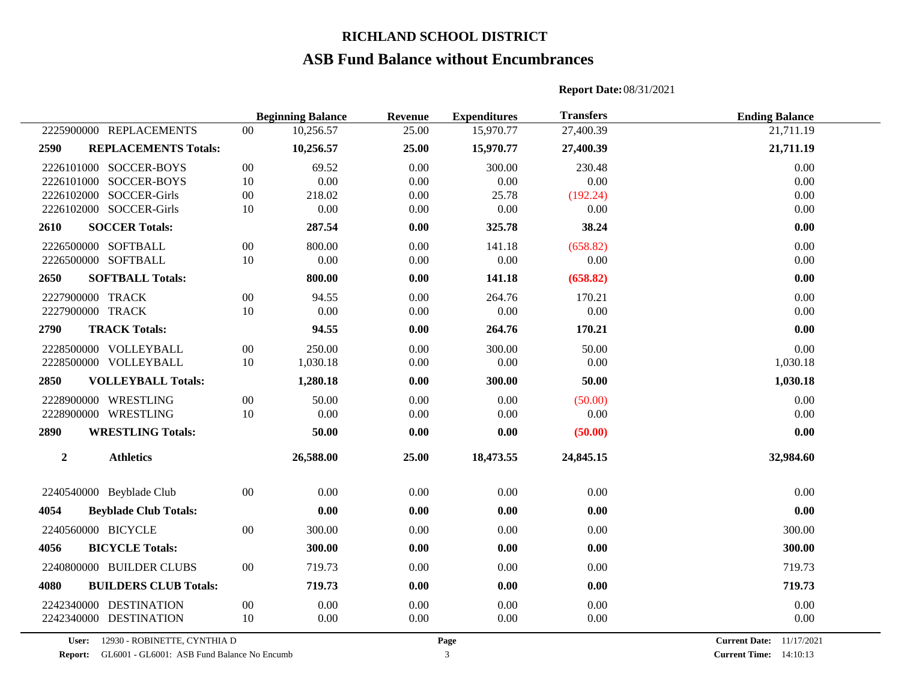# RICHLAND SCHOOL DISTRICT

## ASB Fund Balance without Encumbrances

**Report Date:** 08/31/2021

| | | | Beginning Balance | Revenue | Expenditures | Transfers | Ending Balance |
|---|---|---|---|---|---|---|---|
| 2225900000 | REPLACEMENTS | 00 | 10,256.57 | 25.00 | 15,970.77 | 27,400.39 | 21,711.19 |
| **2590** | **REPLACEMENTS Totals:** | | **10,256.57** | **25.00** | **15,970.77** | **27,400.39** | **21,711.19** |
| 2226101000 | SOCCER-BOYS | 00 | 69.52 | 0.00 | 300.00 | 230.48 | 0.00 |
| 2226101000 | SOCCER-BOYS | 10 | 0.00 | 0.00 | 0.00 | 0.00 | 0.00 |
| 2226102000 | SOCCER-Girls | 00 | 218.02 | 0.00 | 25.78 | (192.24) | 0.00 |
| 2226102000 | SOCCER-Girls | 10 | 0.00 | 0.00 | 0.00 | 0.00 | 0.00 |
| **2610** | **SOCCER Totals:** | | **287.54** | **0.00** | **325.78** | **38.24** | **0.00** |
| 2226500000 | SOFTBALL | 00 | 800.00 | 0.00 | 141.18 | (658.82) | 0.00 |
| 2226500000 | SOFTBALL | 10 | 0.00 | 0.00 | 0.00 | 0.00 | 0.00 |
| **2650** | **SOFTBALL Totals:** | | **800.00** | **0.00** | **141.18** | **(658.82)** | **0.00** |
| 2227900000 | TRACK | 00 | 94.55 | 0.00 | 264.76 | 170.21 | 0.00 |
| 2227900000 | TRACK | 10 | 0.00 | 0.00 | 0.00 | 0.00 | 0.00 |
| **2790** | **TRACK Totals:** | | **94.55** | **0.00** | **264.76** | **170.21** | **0.00** |
| 2228500000 | VOLLEYBALL | 00 | 250.00 | 0.00 | 300.00 | 50.00 | 0.00 |
| 2228500000 | VOLLEYBALL | 10 | 1,030.18 | 0.00 | 0.00 | 0.00 | 1,030.18 |
| **2850** | **VOLLEYBALL Totals:** | | **1,280.18** | **0.00** | **300.00** | **50.00** | **1,030.18** |
| 2228900000 | WRESTLING | 00 | 50.00 | 0.00 | 0.00 | (50.00) | 0.00 |
| 2228900000 | WRESTLING | 10 | 0.00 | 0.00 | 0.00 | 0.00 | 0.00 |
| **2890** | **WRESTLING Totals:** | | **50.00** | **0.00** | **0.00** | **(50.00)** | **0.00** |
| **2** | **Athletics** | | **26,588.00** | **25.00** | **18,473.55** | **24,845.15** | **32,984.60** |
| 2240540000 | Beyblade Club | 00 | 0.00 | 0.00 | 0.00 | 0.00 | 0.00 |
| **4054** | **Beyblade Club Totals:** | | **0.00** | **0.00** | **0.00** | **0.00** | **0.00** |
| 2240560000 | BICYCLE | 00 | 300.00 | 0.00 | 0.00 | 0.00 | 300.00 |
| **4056** | **BICYCLE Totals:** | | **300.00** | **0.00** | **0.00** | **0.00** | **300.00** |
| 2240800000 | BUILDER CLUBS | 00 | 719.73 | 0.00 | 0.00 | 0.00 | 719.73 |
| **4080** | **BUILDERS CLUB Totals:** | | **719.73** | **0.00** | **0.00** | **0.00** | **719.73** |
| 2242340000 | DESTINATION | 00 | 0.00 | 0.00 | 0.00 | 0.00 | 0.00 |
| 2242340000 | DESTINATION | 10 | 0.00 | 0.00 | 0.00 | 0.00 | 0.00 |

**User:** 12930 - ROBINETTE, CYNTHIA D
**Report:** GL6001 - GL6001: ASB Fund Balance No Encumb
**Current Date:** 11/17/2021
**Current Time:** 14:10:13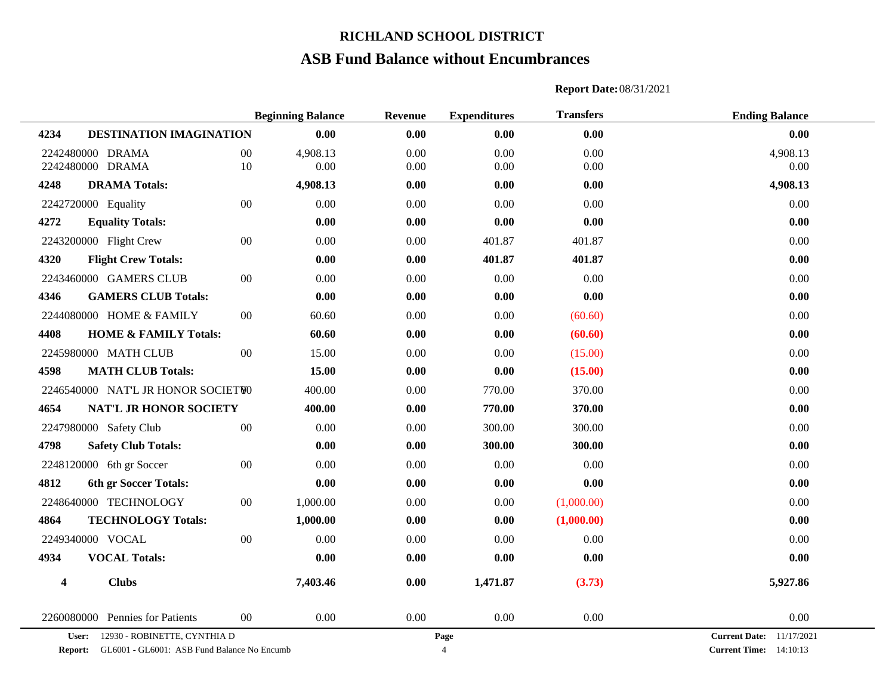# RICHLAND SCHOOL DISTRICT

## ASB Fund Balance without Encumbrances

**Report Date:** 08/31/2021

| | | | Beginning Balance | Revenue | Expenditures | Transfers | Ending Balance |
|---|---|---|---|---|---|---|---|
| **4234** | **DESTINATION IMAGINATION** | | **0.00** | **0.00** | **0.00** | **0.00** | **0.00** |
| 2242480000 | DRAMA | 00 | 4,908.13 | 0.00 | 0.00 | 0.00 | 4,908.13 |
| 2242480000 | DRAMA | 10 | 0.00 | 0.00 | 0.00 | 0.00 | 0.00 |
| **4248** | **DRAMA Totals:** | | **4,908.13** | **0.00** | **0.00** | **0.00** | **4,908.13** |
| 2242720000 | Equality | 00 | 0.00 | 0.00 | 0.00 | 0.00 | 0.00 |
| **4272** | **Equality Totals:** | | **0.00** | **0.00** | **0.00** | **0.00** | **0.00** |
| 2243200000 | Flight Crew | 00 | 0.00 | 0.00 | 401.87 | 401.87 | 0.00 |
| **4320** | **Flight Crew Totals:** | | **0.00** | **0.00** | **401.87** | **401.87** | **0.00** |
| 2243460000 | GAMERS CLUB | 00 | 0.00 | 0.00 | 0.00 | 0.00 | 0.00 |
| **4346** | **GAMERS CLUB Totals:** | | **0.00** | **0.00** | **0.00** | **0.00** | **0.00** |
| 2244080000 | HOME & FAMILY | 00 | 60.60 | 0.00 | 0.00 | (60.60) | 0.00 |
| **4408** | **HOME & FAMILY Totals:** | | **60.60** | **0.00** | **0.00** | **(60.60)** | **0.00** |
| 2245980000 | MATH CLUB | 00 | 15.00 | 0.00 | 0.00 | (15.00) | 0.00 |
| **4598** | **MATH CLUB Totals:** | | **15.00** | **0.00** | **0.00** | **(15.00)** | **0.00** |
| 2246540000 | NAT'L JR HONOR SOCIETY | 00 | 400.00 | 0.00 | 770.00 | 370.00 | 0.00 |
| **4654** | **NAT'L JR HONOR SOCIETY** | | **400.00** | **0.00** | **770.00** | **370.00** | **0.00** |
| 2247980000 | Safety Club | 00 | 0.00 | 0.00 | 300.00 | 300.00 | 0.00 |
| **4798** | **Safety Club Totals:** | | **0.00** | **0.00** | **300.00** | **300.00** | **0.00** |
| 2248120000 | 6th gr Soccer | 00 | 0.00 | 0.00 | 0.00 | 0.00 | 0.00 |
| **4812** | **6th gr Soccer Totals:** | | **0.00** | **0.00** | **0.00** | **0.00** | **0.00** |
| 2248640000 | TECHNOLOGY | 00 | 1,000.00 | 0.00 | 0.00 | (1,000.00) | 0.00 |
| **4864** | **TECHNOLOGY Totals:** | | **1,000.00** | **0.00** | **0.00** | **(1,000.00)** | **0.00** |
| 2249340000 | VOCAL | 00 | 0.00 | 0.00 | 0.00 | 0.00 | 0.00 |
| **4934** | **VOCAL Totals:** | | **0.00** | **0.00** | **0.00** | **0.00** | **0.00** |
| **4** | **Clubs** | | **7,403.46** | **0.00** | **1,471.87** | **(3.73)** | **5,927.86** |
| 2260080000 | Pennies for Patients | 00 | 0.00 | 0.00 | 0.00 | 0.00 | 0.00 |

**User:** 12930 - ROBINETTE, CYNTHIA D
**Report:** GL6001 - GL6001: ASB Fund Balance No Encumb
**Current Date:** 11/17/2021
**Current Time:** 14:10:13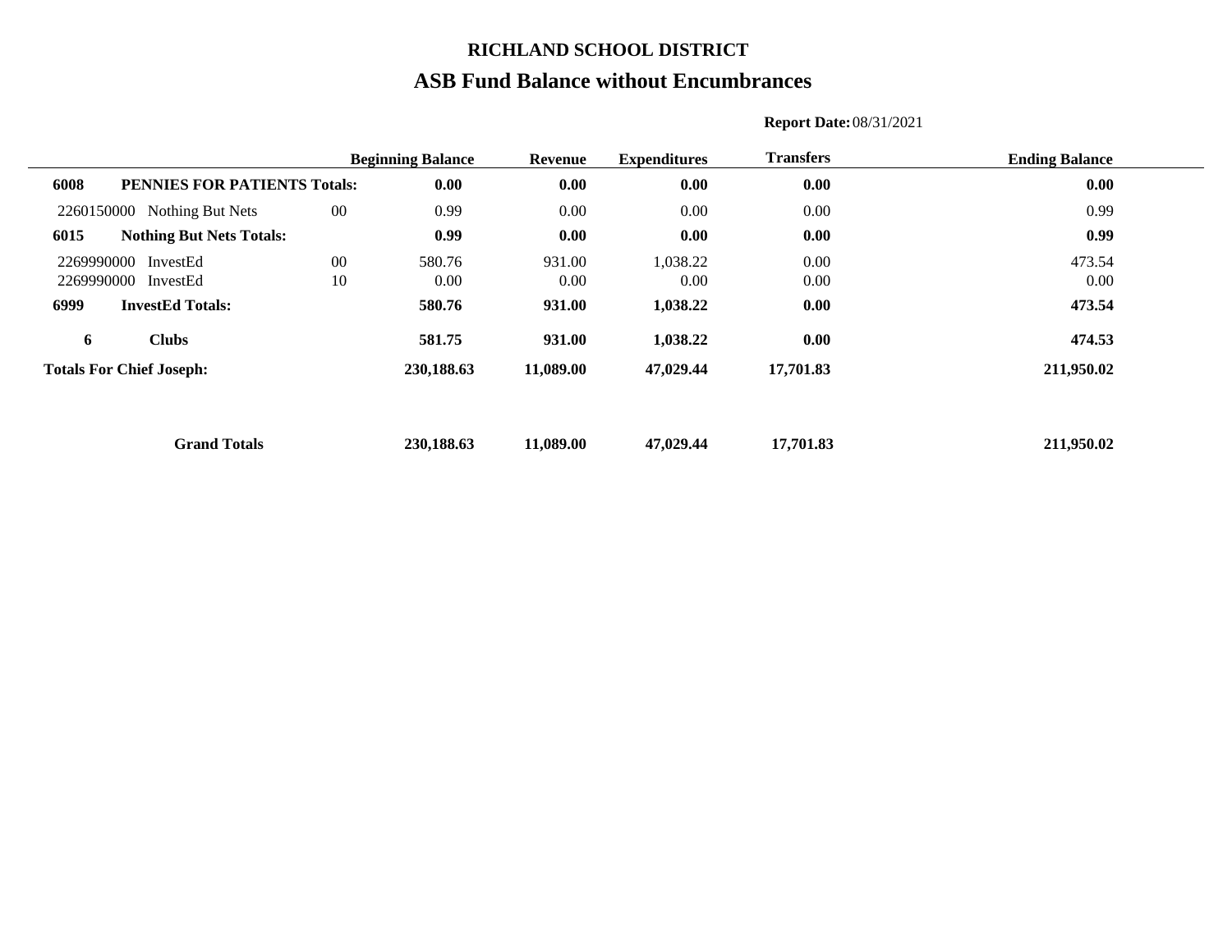# RICHLAND SCHOOL DISTRICT

## ASB Fund Balance without Encumbrances

**Report Date:** 08/31/2021

| | | | Beginning Balance | Revenue | Expenditures | Transfers | Ending Balance |
|---|---|---|---|---|---|---|---|
| **6008** | **PENNIES FOR PATIENTS Totals:** | | **0.00** | **0.00** | **0.00** | **0.00** | **0.00** |
| 2260150000 | Nothing But Nets | 00 | 0.99 | 0.00 | 0.00 | 0.00 | 0.99 |
| **6015** | **Nothing But Nets Totals:** | | **0.99** | **0.00** | **0.00** | **0.00** | **0.99** |
| 2269990000 | InvestEd | 00 | 580.76 | 931.00 | 1,038.22 | 0.00 | 473.54 |
| 2269990000 | InvestEd | 10 | 0.00 | 0.00 | 0.00 | 0.00 | 0.00 |
| **6999** | **InvestEd Totals:** | | **580.76** | **931.00** | **1,038.22** | **0.00** | **473.54** |
| **6** | **Clubs** | | **581.75** | **931.00** | **1,038.22** | **0.00** | **474.53** |
| **Totals For Chief Joseph:** | | | **230,188.63** | **11,089.00** | **47,029.44** | **17,701.83** | **211,950.02** |
| **Grand Totals** | | | **230,188.63** | **11,089.00** | **47,029.44** | **17,701.83** | **211,950.02** |